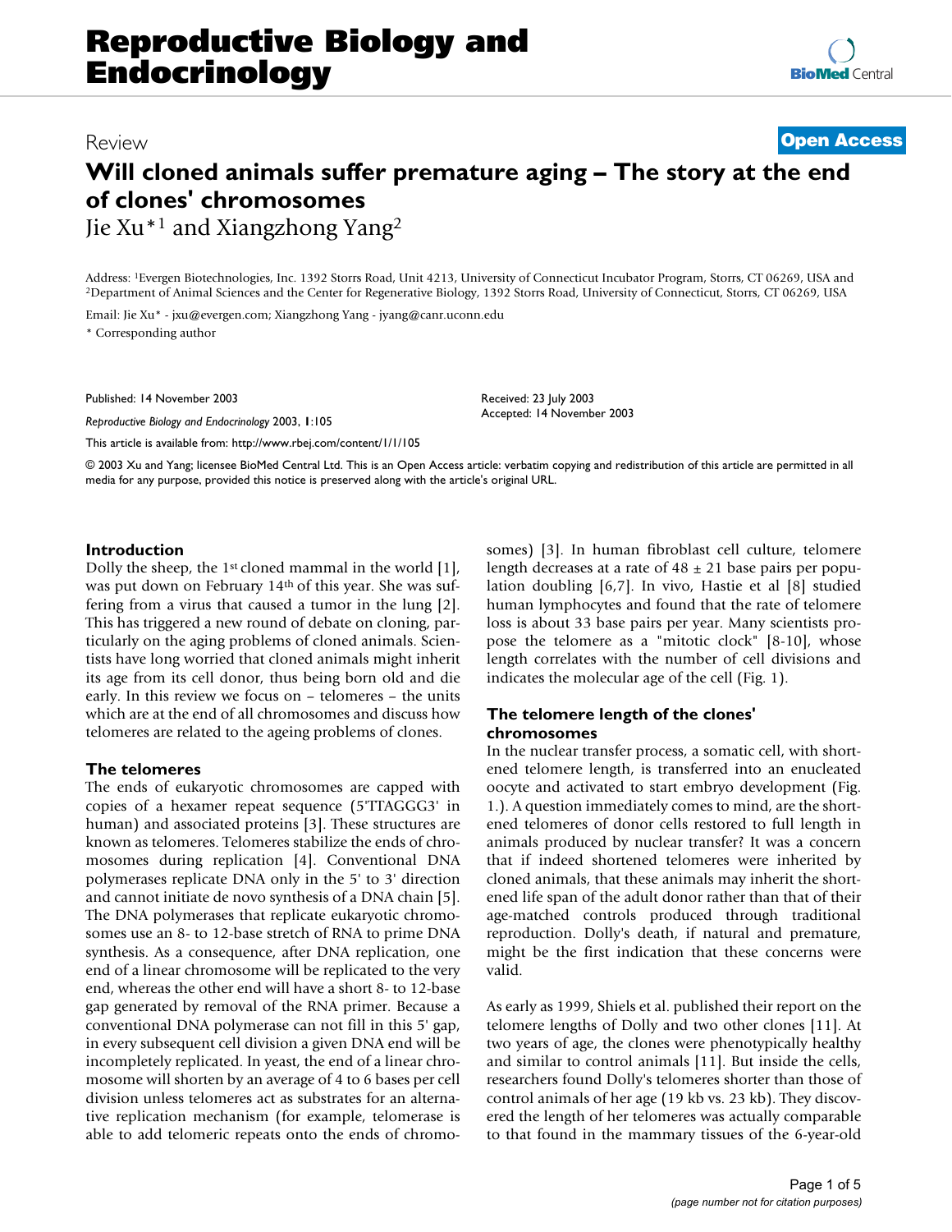Reproductive Biology and Endocrinology

Review

Open Access

# Will cloned animals suffer premature aging – The story at the end of clones' chromosomes

Jie Xu*[1] and Xiangzhong Yang[2]

Address: [1]Evergen Biotechnologies, Inc. 1392 Storrs Road, Unit 4213, University of Connecticut Incubator Program, Storrs, CT 06269, USA and [2]Department of Animal Sciences and the Center for Regenerative Biology, 1392 Storrs Road, University of Connecticut, Storrs, CT 06269, USA

Email: Jie Xu* - jxu@evergen.com; Xiangzhong Yang - jyang@canr.uconn.edu

\* Corresponding author

Published: 14 November 2003

*Reproductive Biology and Endocrinology* 2003, **1**:105

This article is available from: http://www.rbej.com/content/1/1/105

Received: 23 July 2003
Accepted: 14 November 2003

© 2003 Xu and Yang; licensee BioMed Central Ltd. This is an Open Access article: verbatim copying and redistribution of this article are permitted in all media for any purpose, provided this notice is preserved along with the article's original URL.

## Introduction

Dolly the sheep, the 1st cloned mammal in the world [1], was put down on February 14th of this year. She was suffering from a virus that caused a tumor in the lung [2]. This has triggered a new round of debate on cloning, particularly on the aging problems of cloned animals. Scientists have long worried that cloned animals might inherit its age from its cell donor, thus being born old and die early. In this review we focus on – telomeres – the units which are at the end of all chromosomes and discuss how telomeres are related to the ageing problems of clones.

## The telomeres

The ends of eukaryotic chromosomes are capped with copies of a hexamer repeat sequence (5'TTAGGG3' in human) and associated proteins [3]. These structures are known as telomeres. Telomeres stabilize the ends of chromosomes during replication [4]. Conventional DNA polymerases replicate DNA only in the 5' to 3' direction and cannot initiate de novo synthesis of a DNA chain [5]. The DNA polymerases that replicate eukaryotic chromosomes use an 8- to 12-base stretch of RNA to prime DNA synthesis. As a consequence, after DNA replication, one end of a linear chromosome will be replicated to the very end, whereas the other end will have a short 8- to 12-base gap generated by removal of the RNA primer. Because a conventional DNA polymerase can not fill in this 5' gap, in every subsequent cell division a given DNA end will be incompletely replicated. In yeast, the end of a linear chromosome will shorten by an average of 4 to 6 bases per cell division unless telomeres act as substrates for an alternative replication mechanism (for example, telomerase is able to add telomeric repeats onto the ends of chromosomes) [3]. In human fibroblast cell culture, telomere length decreases at a rate of $48 \pm 21$ base pairs per population doubling [6,7]. In vivo, Hastie et al [8] studied human lymphocytes and found that the rate of telomere loss is about 33 base pairs per year. Many scientists propose the telomere as a "mitotic clock" [8-10], whose length correlates with the number of cell divisions and indicates the molecular age of the cell (Fig. 1).

## The telomere length of the clones' chromosomes

In the nuclear transfer process, a somatic cell, with shortened telomere length, is transferred into an enucleated oocyte and activated to start embryo development (Fig. 1.). A question immediately comes to mind, are the shortened telomeres of donor cells restored to full length in animals produced by nuclear transfer? It was a concern that if indeed shortened telomeres were inherited by cloned animals, that these animals may inherit the shortened life span of the adult donor rather than that of their age-matched controls produced through traditional reproduction. Dolly's death, if natural and premature, might be the first indication that these concerns were valid.

As early as 1999, Shiels et al. published their report on the telomere lengths of Dolly and two other clones [11]. At two years of age, the clones were phenotypically healthy and similar to control animals [11]. But inside the cells, researchers found Dolly's telomeres shorter than those of control animals of her age (19 kb vs. 23 kb). They discovered the length of her telomeres was actually comparable to that found in the mammary tissues of the 6-year-old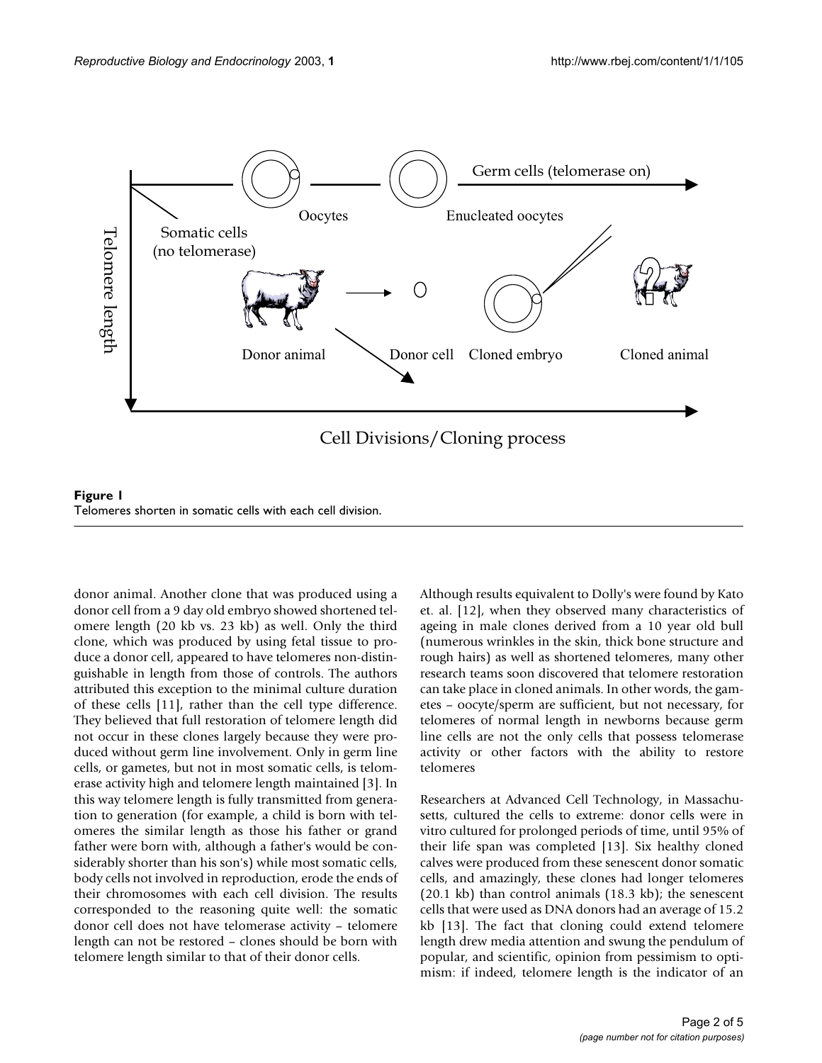**Figure 1**
Telomeres shorten in somatic cells with each cell division.

donor animal. Another clone that was produced using a donor cell from a 9 day old embryo showed shortened telomere length (20 kb vs. 23 kb) as well. Only the third clone, which was produced by using fetal tissue to produce a donor cell, appeared to have telomeres non-distinguishable in length from those of controls. The authors attributed this exception to the minimal culture duration of these cells [11], rather than the cell type difference. They believed that full restoration of telomere length did not occur in these clones largely because they were produced without germ line involvement. Only in germ line cells, or gametes, but not in most somatic cells, is telomerase activity high and telomere length maintained [3]. In this way telomere length is fully transmitted from generation to generation (for example, a child is born with telomeres the similar length as those his father or grand father were born with, although a father's would be considerably shorter than his son's) while most somatic cells, body cells not involved in reproduction, erode the ends of their chromosomes with each cell division. The results corresponded to the reasoning quite well: the somatic donor cell does not have telomerase activity – telomere length can not be restored – clones should be born with telomere length similar to that of their donor cells.

Although results equivalent to Dolly's were found by Kato et. al. [12], when they observed many characteristics of ageing in male clones derived from a 10 year old bull (numerous wrinkles in the skin, thick bone structure and rough hairs) as well as shortened telomeres, many other research teams soon discovered that telomere restoration can take place in cloned animals. In other words, the gametes – oocyte/sperm are sufficient, but not necessary, for telomeres of normal length in newborns because germ line cells are not the only cells that possess telomerase activity or other factors with the ability to restore telomeres

Researchers at Advanced Cell Technology, in Massachusetts, cultured the cells to extreme: donor cells were in vitro cultured for prolonged periods of time, until 95% of their life span was completed [13]. Six healthy cloned calves were produced from these senescent donor somatic cells, and amazingly, these clones had longer telomeres (20.1 kb) than control animals (18.3 kb); the senescent cells that were used as DNA donors had an average of 15.2 kb [13]. The fact that cloning could extend telomere length drew media attention and swung the pendulum of popular, and scientific, opinion from pessimism to optimism: if indeed, telomere length is the indicator of an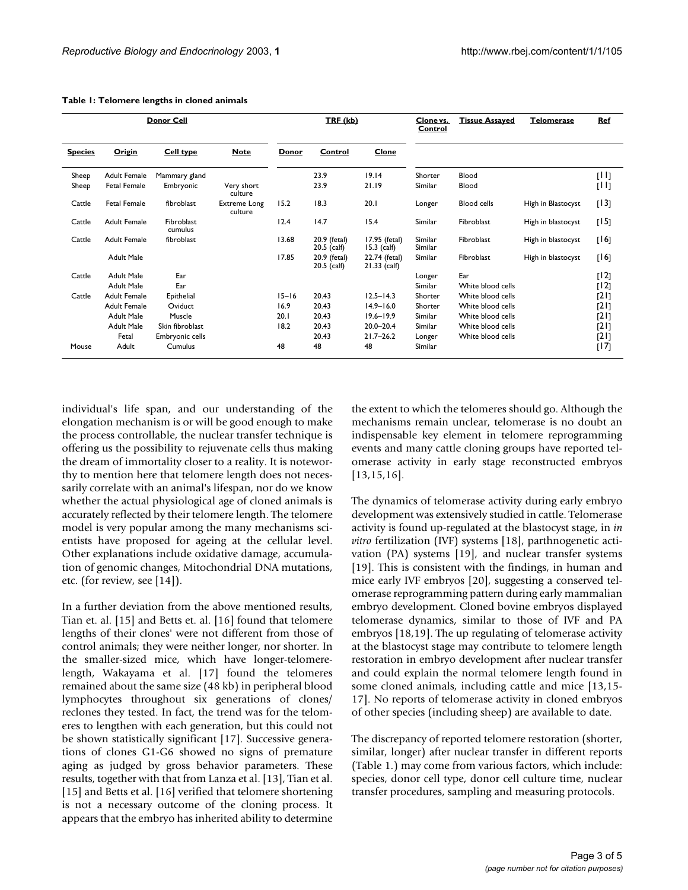**Table 1: Telomere lengths in cloned animals**

| Donor Cell | | | | TRF (kb) | | | Clone vs. Control | Tissue Assayed | Telomerase | Ref |
|---|---|---|---|---|---|---|---|---|---|---|
| Species | Origin | Cell type | Note | Donor | Control | Clone | | | | |
| Sheep | Adult Female | Mammary gland | | | 23.9 | 19.14 | Shorter | Blood | | [11] |
| Sheep | Fetal Female | Embryonic | Very short culture | | 23.9 | 21.19 | Similar | Blood | | [11] |
| Cattle | Fetal Female | fibroblast | Extreme Long culture | 15.2 | 18.3 | 20.1 | Longer | Blood cells | High in Blastocyst | [13] |
| Cattle | Adult Female | Fibroblast cumulus | | 12.4 | 14.7 | 15.4 | Similar | Fibroblast | High in blastocyst | [15] |
| Cattle | Adult Female | fibroblast | | 13.68 | 20.9 (fetal) 20.5 (calf) | 17.95 (fetal) 15.3 (calf) | Similar Similar | Fibroblast | High in blastocyst | [16] |
| | Adult Male | | | 17.85 | 20.9 (fetal) 20.5 (calf) | 22.74 (fetal) 21.33 (calf) | Similar | Fibroblast | High in blastocyst | [16] |
| Cattle | Adult Male | Ear | | | | | Longer | Ear | | [12] |
| | Adult Male | Ear | | | | | Similar | White blood cells | | [12] |
| Cattle | Adult Female | Epithelial | | 15–16 | 20.43 | 12.5–14.3 | Shorter | White blood cells | | [21] |
| | Adult Female | Oviduct | | 16.9 | 20.43 | 14.9–16.0 | Shorter | White blood cells | | [21] |
| | Adult Male | Muscle | | 20.1 | 20.43 | 19.6–19.9 | Similar | White blood cells | | [21] |
| | Adult Male | Skin fibroblast | | 18.2 | 20.43 | 20.0–20.4 | Similar | White blood cells | | [21] |
| | Fetal | Embryonic cells | | | 20.43 | 21.7–26.2 | Longer | White blood cells | | [21] |
| Mouse | Adult | Cumulus | | 48 | 48 | 48 | Similar | | | [17] |

individual's life span, and our understanding of the elongation mechanism is or will be good enough to make the process controllable, the nuclear transfer technique is offering us the possibility to rejuvenate cells thus making the dream of immortality closer to a reality. It is noteworthy to mention here that telomere length does not necessarily correlate with an animal's lifespan, nor do we know whether the actual physiological age of cloned animals is accurately reflected by their telomere length. The telomere model is very popular among the many mechanisms scientists have proposed for ageing at the cellular level. Other explanations include oxidative damage, accumulation of genomic changes, Mitochondrial DNA mutations, etc. (for review, see [14]).

In a further deviation from the above mentioned results, Tian et. al. [15] and Betts et. al. [16] found that telomere lengths of their clones' were not different from those of control animals; they were neither longer, nor shorter. In the smaller-sized mice, which have longer-telomere-length, Wakayama et al. [17] found the telomeres remained about the same size (48 kb) in peripheral blood lymphocytes throughout six generations of clones/reclones they tested. In fact, the trend was for the telomeres to lengthen with each generation, but this could not be shown statistically significant [17]. Successive generations of clones G1-G6 showed no signs of premature aging as judged by gross behavior parameters. These results, together with that from Lanza et al. [13], Tian et al. [15] and Betts et al. [16] verified that telomere shortening is not a necessary outcome of the cloning process. It appears that the embryo has inherited ability to determine the extent to which the telomeres should go. Although the mechanisms remain unclear, telomerase is no doubt an indispensable key element in telomere reprogramming events and many cattle cloning groups have reported telomerase activity in early stage reconstructed embryos [13,15,16].

The dynamics of telomerase activity during early embryo development was extensively studied in cattle. Telomerase activity is found up-regulated at the blastocyst stage, in *in vitro* fertilization (IVF) systems [18], parthnogenetic activation (PA) systems [19], and nuclear transfer systems [19]. This is consistent with the findings, in human and mice early IVF embryos [20], suggesting a conserved telomerase reprogramming pattern during early mammalian embryo development. Cloned bovine embryos displayed telomerase dynamics, similar to those of IVF and PA embryos [18,19]. The up regulating of telomerase activity at the blastocyst stage may contribute to telomere length restoration in embryo development after nuclear transfer and could explain the normal telomere length found in some cloned animals, including cattle and mice [13,15-17]. No reports of telomerase activity in cloned embryos of other species (including sheep) are available to date.

The discrepancy of reported telomere restoration (shorter, similar, longer) after nuclear transfer in different reports (Table 1.) may come from various factors, which include: species, donor cell type, donor cell culture time, nuclear transfer procedures, sampling and measuring protocols.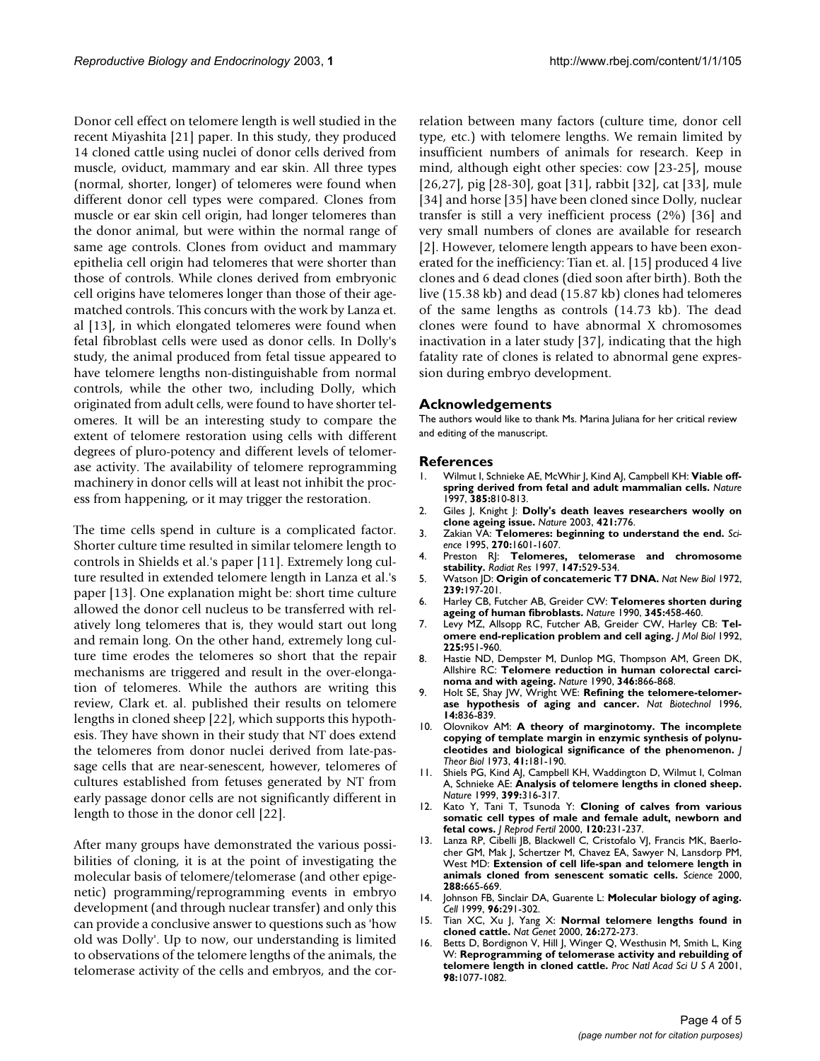Donor cell effect on telomere length is well studied in the recent Miyashita [21] paper. In this study, they produced 14 cloned cattle using nuclei of donor cells derived from muscle, oviduct, mammary and ear skin. All three types (normal, shorter, longer) of telomeres were found when different donor cell types were compared. Clones from muscle or ear skin cell origin, had longer telomeres than the donor animal, but were within the normal range of same age controls. Clones from oviduct and mammary epithelia cell origin had telomeres that were shorter than those of controls. While clones derived from embryonic cell origins have telomeres longer than those of their age-matched controls. This concurs with the work by Lanza et. al [13], in which elongated telomeres were found when fetal fibroblast cells were used as donor cells. In Dolly's study, the animal produced from fetal tissue appeared to have telomere lengths non-distinguishable from normal controls, while the other two, including Dolly, which originated from adult cells, were found to have shorter telomeres. It will be an interesting study to compare the extent of telomere restoration using cells with different degrees of pluro-potency and different levels of telomerase activity. The availability of telomere reprogramming machinery in donor cells will at least not inhibit the process from happening, or it may trigger the restoration.

The time cells spend in culture is a complicated factor. Shorter culture time resulted in similar telomere length to controls in Shields et al.'s paper [11]. Extremely long culture resulted in extended telomere length in Lanza et al.'s paper [13]. One explanation might be: short time culture allowed the donor cell nucleus to be transferred with relatively long telomeres that is, they would start out long and remain long. On the other hand, extremely long culture time erodes the telomeres so short that the repair mechanisms are triggered and result in the over-elongation of telomeres. While the authors are writing this review, Clark et. al. published their results on telomere lengths in cloned sheep [22], which supports this hypothesis. They have shown in their study that NT does extend the telomeres from donor nuclei derived from late-passage cells that are near-senescent, however, telomeres of cultures established from fetuses generated by NT from early passage donor cells are not significantly different in length to those in the donor cell [22].

After many groups have demonstrated the various possibilities of cloning, it is at the point of investigating the molecular basis of telomere/telomerase (and other epigenetic) programming/reprogramming events in embryo development (and through nuclear transfer) and only this can provide a conclusive answer to questions such as 'how old was Dolly'. Up to now, our understanding is limited to observations of the telomere lengths of the animals, the telomerase activity of the cells and embryos, and the correlation between many factors (culture time, donor cell type, etc.) with telomere lengths. We remain limited by insufficient numbers of animals for research. Keep in mind, although eight other species: cow [23-25], mouse [26,27], pig [28-30], goat [31], rabbit [32], cat [33], mule [34] and horse [35] have been cloned since Dolly, nuclear transfer is still a very inefficient process (2%) [36] and very small numbers of clones are available for research [2]. However, telomere length appears to have been exonerated for the inefficiency: Tian et. al. [15] produced 4 live clones and 6 dead clones (died soon after birth). Both the live (15.38 kb) and dead (15.87 kb) clones had telomeres of the same lengths as controls (14.73 kb). The dead clones were found to have abnormal X chromosomes inactivation in a later study [37], indicating that the high fatality rate of clones is related to abnormal gene expression during embryo development.

## Acknowledgements

The authors would like to thank Ms. Marina Juliana for her critical review and editing of the manuscript.

## References

1. Wilmut I, Schnieke AE, McWhir J, Kind AJ, Campbell KH: **Viable offspring derived from fetal and adult mammalian cells.** *Nature* 1997, **385:**810-813.
2. Giles J, Knight J: **Dolly's death leaves researchers woolly on clone ageing issue.** *Nature* 2003, **421:**776.
3. Zakian VA: **Telomeres: beginning to understand the end.** *Science* 1995, **270:**1601-1607.
4. Preston RJ: **Telomeres, telomerase and chromosome stability.** *Radiat Res* 1997, **147:**529-534.
5. Watson JD: **Origin of concatemeric T7 DNA.** *Nat New Biol* 1972, **239:**197-201.
6. Harley CB, Futcher AB, Greider CW: **Telomeres shorten during ageing of human fibroblasts.** *Nature* 1990, **345:**458-460.
7. Levy MZ, Allsopp RC, Futcher AB, Greider CW, Harley CB: **Telomere end-replication problem and cell aging.** *J Mol Biol* 1992, **225:**951-960.
8. Hastie ND, Dempster M, Dunlop MG, Thompson AM, Green DK, Allshire RC: **Telomere reduction in human colorectal carcinoma and with ageing.** *Nature* 1990, **346:**866-868.
9. Holt SE, Shay JW, Wright WE: **Refining the telomere-telomerase hypothesis of aging and cancer.** *Nat Biotechnol* 1996, **14:**836-839.
10. Olovnikov AM: **A theory of marginotomy. The incomplete copying of template margin in enzymic synthesis of polynucleotides and biological significance of the phenomenon.** *J Theor Biol* 1973, **41:**181-190.
11. Shiels PG, Kind AJ, Campbell KH, Waddington D, Wilmut I, Colman A, Schnieke AE: **Analysis of telomere lengths in cloned sheep.** *Nature* 1999, **399:**316-317.
12. Kato Y, Tani T, Tsunoda Y: **Cloning of calves from various somatic cell types of male and female adult, newborn and fetal cows.** *J Reprod Fertil* 2000, **120:**231-237.
13. Lanza RP, Cibelli JB, Blackwell C, Cristofalo VJ, Francis MK, Baerlocher GM, Mak J, Schertzer M, Chavez EA, Sawyer N, Lansdorp PM, West MD: **Extension of cell life-span and telomere length in animals cloned from senescent somatic cells.** *Science* 2000, **288:**665-669.
14. Johnson FB, Sinclair DA, Guarente L: **Molecular biology of aging.** *Cell* 1999, **96:**291-302.
15. Tian XC, Xu J, Yang X: **Normal telomere lengths found in cloned cattle.** *Nat Genet* 2000, **26:**272-273.
16. Betts D, Bordignon V, Hill J, Winger Q, Westhusin M, Smith L, King W: **Reprogramming of telomerase activity and rebuilding of telomere length in cloned cattle.** *Proc Natl Acad Sci U S A* 2001, **98:**1077-1082.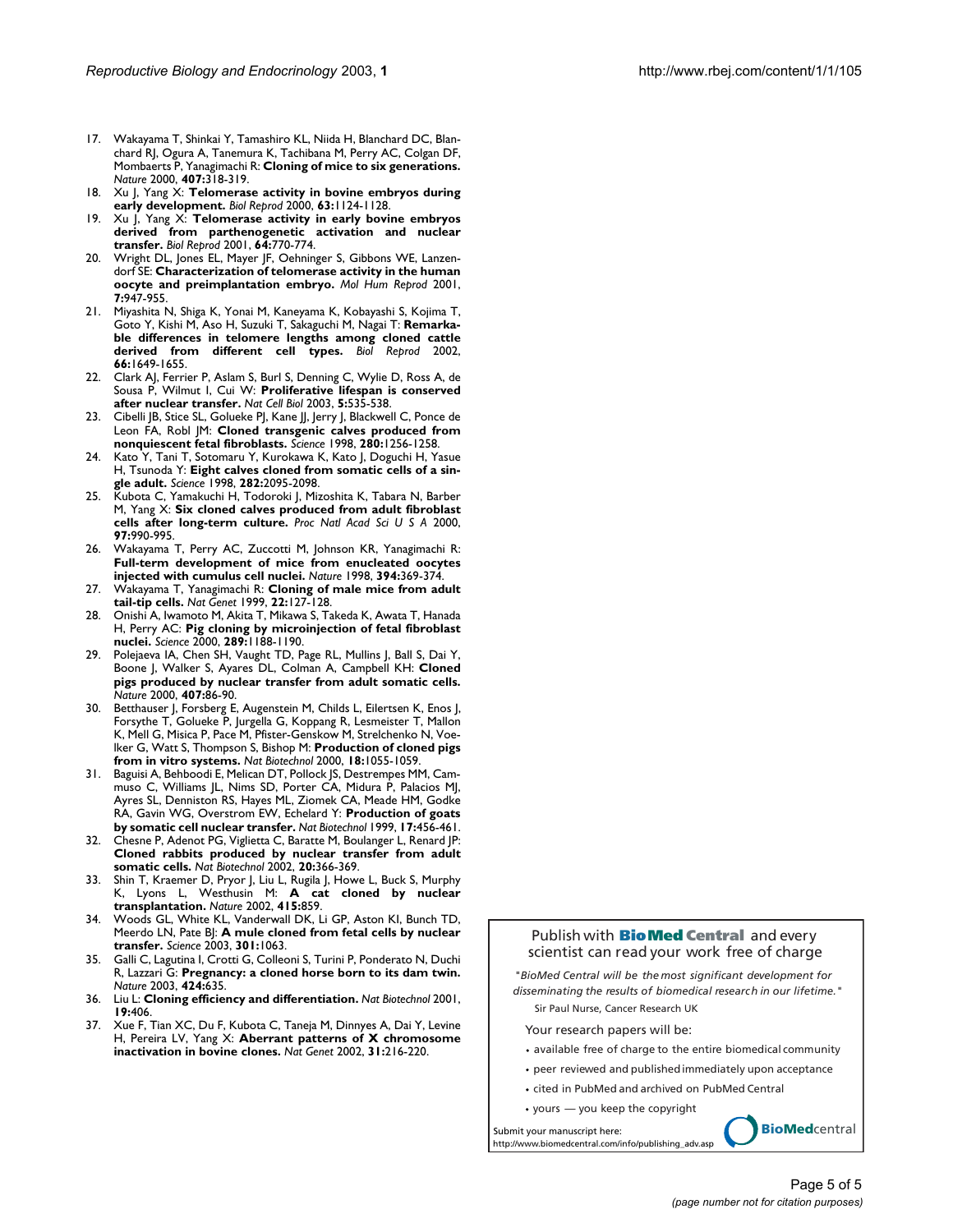17. Wakayama T, Shinkai Y, Tamashiro KL, Niida H, Blanchard DC, Blanchard RJ, Ogura A, Tanemura K, Tachibana M, Perry AC, Colgan DF, Mombaerts P, Yanagimachi R: **Cloning of mice to six generations.** *Nature* 2000, **407:**318-319.
18. Xu J, Yang X: **Telomerase activity in bovine embryos during early development.** *Biol Reprod* 2000, **63:**1124-1128.
19. Xu J, Yang X: **Telomerase activity in early bovine embryos derived from parthenogenetic activation and nuclear transfer.** *Biol Reprod* 2001, **64:**770-774.
20. Wright DL, Jones EL, Mayer JF, Oehninger S, Gibbons WE, Lanzendorf SE: **Characterization of telomerase activity in the human oocyte and preimplantation embryo.** *Mol Hum Reprod* 2001, **7:**947-955.
21. Miyashita N, Shiga K, Yonai M, Kaneyama K, Kobayashi S, Kojima T, Goto Y, Kishi M, Aso H, Suzuki T, Sakaguchi M, Nagai T: **Remarkable differences in telomere lengths among cloned cattle derived from different cell types.** *Biol Reprod* 2002, **66:**1649-1655.
22. Clark AJ, Ferrier P, Aslam S, Burl S, Denning C, Wylie D, Ross A, de Sousa P, Wilmut I, Cui W: **Proliferative lifespan is conserved after nuclear transfer.** *Nat Cell Biol* 2003, **5:**535-538.
23. Cibelli JB, Stice SL, Golueke PJ, Kane JJ, Jerry J, Blackwell C, Ponce de Leon FA, Robl JM: **Cloned transgenic calves produced from nonquiescent fetal fibroblasts.** *Science* 1998, **280:**1256-1258.
24. Kato Y, Tani T, Sotomaru Y, Kurokawa K, Kato J, Doguchi H, Yasue H, Tsunoda Y: **Eight calves cloned from somatic cells of a single adult.** *Science* 1998, **282:**2095-2098.
25. Kubota C, Yamakuchi H, Todoroki J, Mizoshita K, Tabara N, Barber M, Yang X: **Six cloned calves produced from adult fibroblast cells after long-term culture.** *Proc Natl Acad Sci U S A* 2000, **97:**990-995.
26. Wakayama T, Perry AC, Zuccotti M, Johnson KR, Yanagimachi R: **Full-term development of mice from enucleated oocytes injected with cumulus cell nuclei.** *Nature* 1998, **394:**369-374.
27. Wakayama T, Yanagimachi R: **Cloning of male mice from adult tail-tip cells.** *Nat Genet* 1999, **22:**127-128.
28. Onishi A, Iwamoto M, Akita T, Mikawa S, Takeda K, Awata T, Hanada H, Perry AC: **Pig cloning by microinjection of fetal fibroblast nuclei.** *Science* 2000, **289:**1188-1190.
29. Polejaeva IA, Chen SH, Vaught TD, Page RL, Mullins J, Ball S, Dai Y, Boone J, Walker S, Ayares DL, Colman A, Campbell KH: **Cloned pigs produced by nuclear transfer from adult somatic cells.** *Nature* 2000, **407:**86-90.
30. Betthauser J, Forsberg E, Augenstein M, Childs L, Eilertsen K, Enos J, Forsythe T, Golueke P, Jurgella G, Koppang R, Lesmeister T, Mallon K, Mell G, Misica P, Pace M, Pfister-Genskow M, Strelchenko N, Voelker G, Watt S, Thompson S, Bishop M: **Production of cloned pigs from in vitro systems.** *Nat Biotechnol* 2000, **18:**1055-1059.
31. Baguisi A, Behboodi E, Melican DT, Pollock JS, Destrempes MM, Cammuso C, Williams JL, Nims SD, Porter CA, Midura P, Palacios MJ, Ayres SL, Denniston RS, Hayes ML, Ziomek CA, Meade HM, Godke RA, Gavin WG, Overstrom EW, Echelard Y: **Production of goats by somatic cell nuclear transfer.** *Nat Biotechnol* 1999, **17:**456-461.
32. Chesne P, Adenot PG, Viglietta C, Baratte M, Boulanger L, Renard JP: **Cloned rabbits produced by nuclear transfer from adult somatic cells.** *Nat Biotechnol* 2002, **20:**366-369.
33. Shin T, Kraemer D, Pryor J, Liu L, Rugila J, Howe L, Buck S, Murphy K, Lyons L, Westhusin M: **A cat cloned by nuclear transplantation.** *Nature* 2002, **415:**859.
34. Woods GL, White KL, Vanderwall DK, Li GP, Aston KI, Bunch TD, Meerdo LN, Pate BJ: **A mule cloned from fetal cells by nuclear transfer.** *Science* 2003, **301:**1063.
35. Galli C, Lagutina I, Crotti G, Colleoni S, Turini P, Ponderato N, Duchi R, Lazzari G: **Pregnancy: a cloned horse born to its dam twin.** *Nature* 2003, **424:**635.
36. Liu L: **Cloning efficiency and differentiation.** *Nat Biotechnol* 2001, **19:**406.
37. Xue F, Tian XC, Du F, Kubota C, Taneja M, Dinnyes A, Dai Y, Levine H, Pereira LV, Yang X: **Aberrant patterns of X chromosome inactivation in bovine clones.** *Nat Genet* 2002, **31:**216-220.

Publish with **BioMed Central** and every scientist can read your work free of charge

*"BioMed Central will be the most significant development for disseminating the results of biomedical research in our lifetime."*

Sir Paul Nurse, Cancer Research UK

Your research papers will be:

- available free of charge to the entire biomedical community
- peer reviewed and published immediately upon acceptance
- cited in PubMed and archived on PubMed Central
- yours — you keep the copyright

Submit your manuscript here:
http://www.biomedcentral.com/info/publishing_adv.asp

BioMedcentral